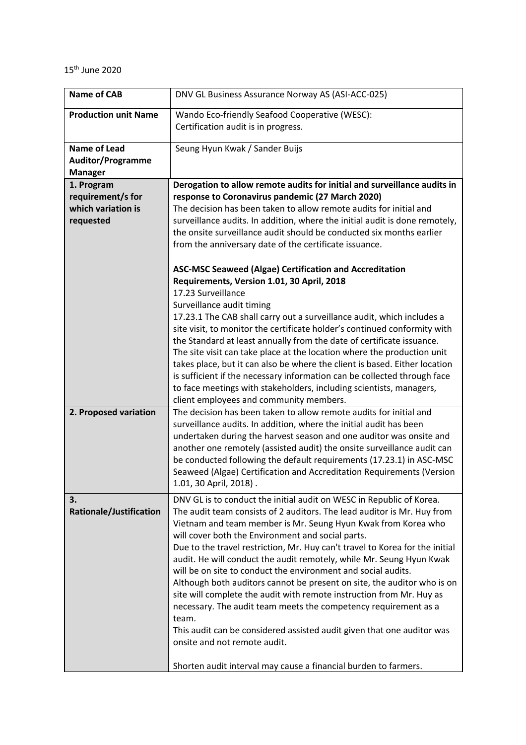15th June 2020

| Name of CAB | DNV GL Business Assurance Norway AS (ASI-ACC-025) |
|---|---|
| **Production unit Name** | Wando Eco-friendly Seafood Cooperative (WESC):<br>Certification audit is in progress. |
| **Name of Lead Auditor/Programme Manager** | Seung Hyun Kwak / Sander Buijs |
| **1. Program requirement/s for which variation is requested** | **Derogation to allow remote audits for initial and surveillance audits in response to Coronavirus pandemic (27 March 2020)**<br>The decision has been taken to allow remote audits for initial and surveillance audits. In addition, where the initial audit is done remotely, the onsite surveillance audit should be conducted six months earlier from the anniversary date of the certificate issuance.<br><br>**ASC-MSC Seaweed (Algae) Certification and Accreditation Requirements, Version 1.01, 30 April, 2018**<br>17.23 Surveillance<br>Surveillance audit timing<br>17.23.1 The CAB shall carry out a surveillance audit, which includes a site visit, to monitor the certificate holder's continued conformity with the Standard at least annually from the date of certificate issuance. The site visit can take place at the location where the production unit takes place, but it can also be where the client is based. Either location is sufficient if the necessary information can be collected through face to face meetings with stakeholders, including scientists, managers, client employees and community members. |
| **2. Proposed variation** | The decision has been taken to allow remote audits for initial and surveillance audits. In addition, where the initial audit has been undertaken during the harvest season and one auditor was onsite and another one remotely (assisted audit) the onsite surveillance audit can be conducted following the default requirements (17.23.1) in ASC-MSC Seaweed (Algae) Certification and Accreditation Requirements (Version 1.01, 30 April, 2018) . |
| **3. Rationale/Justification** | DNV GL is to conduct the initial audit on WESC in Republic of Korea. The audit team consists of 2 auditors. The lead auditor is Mr. Huy from Vietnam and team member is Mr. Seung Hyun Kwak from Korea who will cover both the Environment and social parts.<br>Due to the travel restriction, Mr. Huy can't travel to Korea for the initial audit. He will conduct the audit remotely, while Mr. Seung Hyun Kwak will be on site to conduct the environment and social audits.<br>Although both auditors cannot be present on site, the auditor who is on site will complete the audit with remote instruction from Mr. Huy as necessary. The audit team meets the competency requirement as a team.<br>This audit can be considered assisted audit given that one auditor was onsite and not remote audit.<br><br>Shorten audit interval may cause a financial burden to farmers. |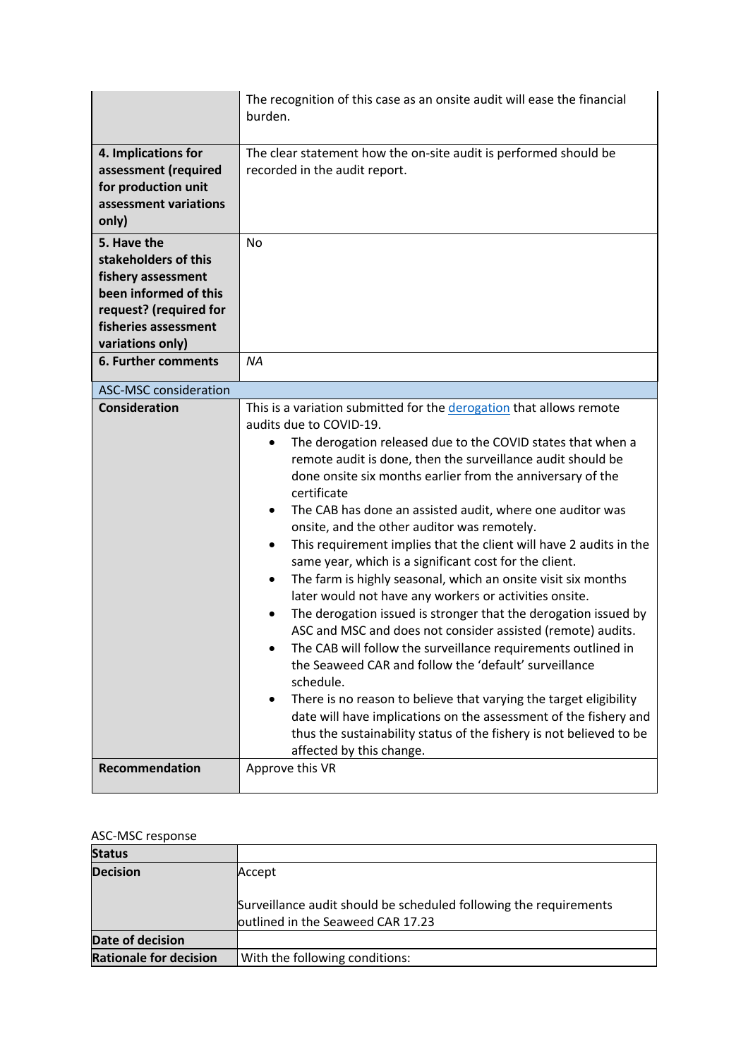| | |
|---|---|
| | The recognition of this case as an onsite audit will ease the financial burden. |
| **4. Implications for assessment (required for production unit assessment variations only)** | The clear statement how the on-site audit is performed should be recorded in the audit report. |
| **5. Have the stakeholders of this fishery assessment been informed of this request? (required for fisheries assessment variations only)** | No |
| **6. Further comments** | *NA* |

| ASC-MSC consideration | |
|---|---|
| **Consideration** | This is a variation submitted for the [derogation]() that allows remote audits due to COVID-19.<br>• The derogation released due to the COVID states that when a remote audit is done, then the surveillance audit should be done onsite six months earlier from the anniversary of the certificate<br>• The CAB has done an assisted audit, where one auditor was onsite, and the other auditor was remotely.<br>• This requirement implies that the client will have 2 audits in the same year, which is a significant cost for the client.<br>• The farm is highly seasonal, which an onsite visit six months later would not have any workers or activities onsite.<br>• The derogation issued is stronger that the derogation issued by ASC and MSC and does not consider assisted (remote) audits.<br>• The CAB will follow the surveillance requirements outlined in the Seaweed CAR and follow the 'default' surveillance schedule.<br>• There is no reason to believe that varying the target eligibility date will have implications on the assessment of the fishery and thus the sustainability status of the fishery is not believed to be affected by this change. |
| **Recommendation** | Approve this VR |

ASC-MSC response

| **Status** | |
|---|---|
| **Decision** | Accept<br><br>Surveillance audit should be scheduled following the requirements outlined in the Seaweed CAR 17.23 |
| **Date of decision** | |
| **Rationale for decision** | With the following conditions: |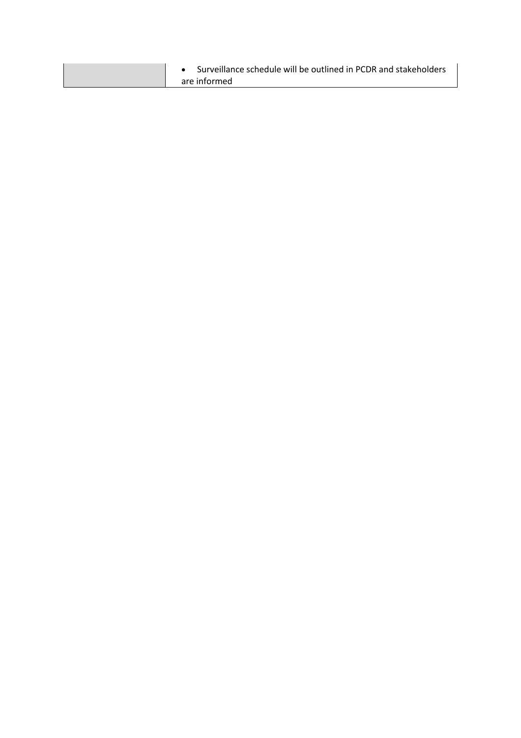| | |
|---|---|
| | • Surveillance schedule will be outlined in PCDR and stakeholders are informed |